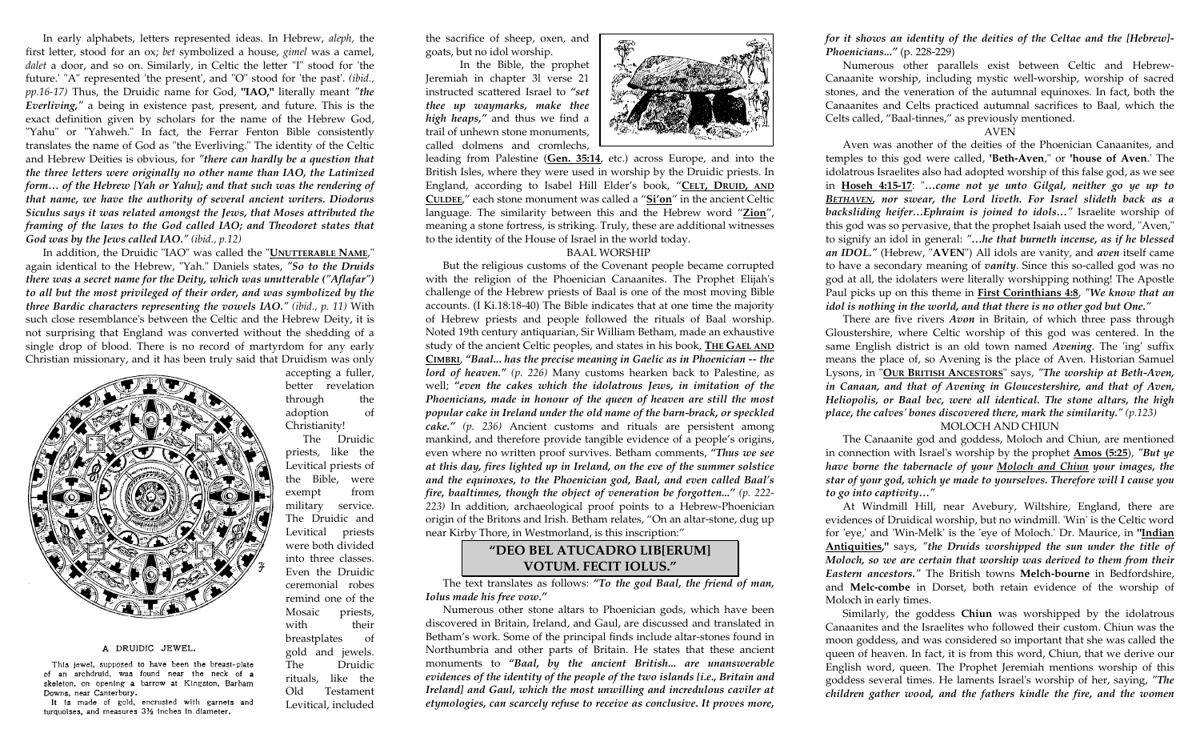In early alphabets, letters represented ideas. In Hebrew, *aleph*, the first letter, stood for an ox; *bet* symbolized a house, *gimel* was a camel, *dalet* a door, and so on. Similarly, in Celtic the letter "I" stood for 'the future.' "A" represented 'the present', and "O" stood for 'the past'. *(ibid., pp.16-17)* Thus, the Druidic name for God, **"IAO,"** literally meant *"the Everliving,"* a being in existence past, present, and future. This is the exact definition given by scholars for the name of the Hebrew God, "Yahu" or "Yahweh." In fact, the Ferrar Fenton Bible consistently translates the name of God as "the Everliving." The identity of the Celtic and Hebrew Deities is obvious, for *"there can hardly be a question that the three letters were originally no other name than IAO, the Latinized form… of the Hebrew [Yah or Yahu]; and that such was the rendering of that name, we have the authority of several ancient writers. Diodorus Siculus says it was related amongst the Jews, that Moses attributed the framing of the laws to the God called IAO; and Theodoret states that God was by the Jews called IAO." (ibid., p.12)*

In addition, the Druidic "IAO" was called the "**UNUTTERABLE NAME**," again identical to the Hebrew, "Yah." Daniels states, *"So to the Druids there was a secret name for the Deity, which was unutterable ("Aflafar") to all but the most privileged of their order, and was symbolized by the three Bardic characters representing the vowels IAO." (ibid., p. 11)* With such close resemblance's between the Celtic and the Hebrew Deity, it is not surprising that England was converted without the shedding of a single drop of blood. There is no record of martyrdom for any early Christian missionary, and it has been truly said that Druidism was only accepting a fuller, better revelation through the adoption of Christianity!

A DRUIDIC JEWEL.

This jewel, supposed to have been the breast-plate of an archdruid, was found near the neck of a skeleton, on opening a barrow at Kingston, Barham Downs, near Canterbury.

It is made of gold, encrusted with garnets and turquoises, and measures 3½ inches in diameter.

The Druidic priests, like the Levitical priests of the Bible, were exempt from military service. The Druidic and Levitical priests were both divided into three classes. Even the Druidic ceremonial robes remind one of the Mosaic priests, with their breastplates of gold and jewels. The Druidic rituals, like the Old Testament Levitical, included the sacrifice of sheep, oxen, and goats, but no idol worship.

In the Bible, the prophet Jeremiah in chapter 3l verse 21 instructed scattered Israel to *"set thee up waymarks, make thee high heaps,"* and thus we find a trail of unhewn stone monuments, called dolmens and cromlechs, leading from Palestine (**Gen. 35:14**, etc.) across Europe, and into the British Isles, where they were used in worship by the Druidic priests. In England, according to Isabel Hill Elder's book, "**CELT, DRUID, AND CULDEE**," each stone monument was called a "**Si'on**" in the ancient Celtic language. The similarity between this and the Hebrew word "**Zion**", meaning a stone fortress, is striking. Truly, these are additional witnesses to the identity of the House of Israel in the world today.

## BAAL WORSHIP

But the religious customs of the Covenant people became corrupted with the religion of the Phoenician Canaanites. The Prophet Elijah's challenge of the Hebrew priests of Baal is one of the most moving Bible accounts. (I Ki.18:18-40) The Bible indicates that at one time the majority of Hebrew priests and people followed the rituals of Baal worship. Noted 19th century antiquarian, Sir William Betham, made an exhaustive study of the ancient Celtic peoples, and states in his book, **THE GAEL AND CIMBRI**, *"Baal... has the precise meaning in Gaelic as in Phoenician -- the lord of heaven." (p. 226)* Many customs hearken back to Palestine, as well; *"even the cakes which the idolatrous Jews, in imitation of the Phoenicians, made in honour of the queen of heaven are still the most popular cake in Ireland under the old name of the barn-brack, or speckled cake." (p. 236)* Ancient customs and rituals are persistent among mankind, and therefore provide tangible evidence of a people's origins, even where no written proof survives. Betham comments, *"Thus we see at this day, fires lighted up in Ireland, on the eve of the summer solstice and the equinoxes, to the Phoenician god, Baal, and even called Baal's fire, baaltimes, though the object of veneration be forgotten..." (p. 222-223)* In addition, archaeological proof points to a Hebrew-Phoenician origin of the Britons and Irish. Betham relates, "On an altar-stone, dug up near Kirby Thore, in Westmorland, is this inscription:"

**"DEO BEL ATUCADRO LIB[ERUM] VOTUM. FECIT IOLUS."**

The text translates as follows: *"To the god Baal, the friend of man, Iolus made his free vow."*

Numerous other stone altars to Phoenician gods, which have been discovered in Britain, Ireland, and Gaul, are discussed and translated in Betham's work. Some of the principal finds include altar-stones found in Northumbria and other parts of Britain. He states that these ancient monuments to *"Baal, by the ancient British... are unanswerable evidences of the identity of the people of the two islands [i.e., Britain and Ireland] and Gaul, which the most unwilling and incredulous caviler at etymologies, can scarcely refuse to receive as conclusive. It proves more, for it shows an identity of the deities of the Celtae and the [Hebrew]-Phoenicians..."* (p. 228-229)

Numerous other parallels exist between Celtic and Hebrew-Canaanite worship, including mystic well-worship, worship of sacred stones, and the veneration of the autumnal equinoxes. In fact, both the Canaanites and Celts practiced autumnal sacrifices to Baal, which the Celts called, "Baal-tinnes," as previously mentioned.

## AVEN

Aven was another of the deities of the Phoenician Canaanites, and temples to this god were called, **'Beth-Aven**," or **'house of Aven**.' The idolatrous Israelites also had adopted worship of this false god, as we see in **Hoseh 4:15-17**: "*…come not ye unto Gilgal, neither go ye up to BETHAVEN, nor swear, the Lord liveth. For Israel slideth back as a backsliding heifer…Ephraim is joined to idols…"* Israelite worship of this god was so pervasive, that the prophet Isaiah used the word, "Aven," to signify an idol in general: *"…he that burneth incense, as if he blessed an IDOL."* (Hebrew, "**AVEN**") All idols are vanity, and *aven* itself came to have a secondary meaning of *vanity*. Since this so-called god was no god at all, the idolaters were literally worshipping nothing! The Apostle Paul picks up on this theme in **First Corinthians 4:8**, *"We know that an idol is nothing in the world, and that there is no other god but One."*

There are five rivers *Avon* in Britain, of which three pass through Gloustershire, where Celtic worship of this god was centered. In the same English district is an old town named *Avening*. The 'ing' suffix means the place of, so Avening is the place of Aven. Historian Samuel Lysons, in "**OUR BRITISH ANCESTORS**" says, *"The worship at Beth-Aven, in Canaan, and that of Avening in Gloucestershire, and that of Aven, Heliopolis, or Baal bec, were all identical. The stone altars, the high place, the calves' bones discovered there, mark the similarity." (p.123)*

## MOLOCH AND CHIUN

The Canaanite god and goddess, Moloch and Chiun, are mentioned in connection with Israel's worship by the prophet **Amos (5:25**), *"But ye have borne the tabernacle of your Moloch and Chiun your images, the star of your god, which ye made to yourselves. Therefore will I cause you to go into captivity…"*

At Windmill Hill, near Avebury, Wiltshire, England, there are evidences of Druidical worship, but no windmill. 'Win' is the Celtic word for 'eye,' and 'Win-Melk' is the 'eye of Moloch.' Dr. Maurice, in **"Indian Antiquities,"** says, *"the Druids worshipped the sun under the title of Moloch, so we are certain that worship was derived to them from their Eastern ancestors."* The British towns **Melch-bourne** in Bedfordshire, and **Melc-combe** in Dorset, both retain evidence of the worship of Moloch in early times.

Similarly, the goddess **Chiun** was worshipped by the idolatrous Canaanites and the Israelites who followed their custom. Chiun was the moon goddess, and was considered so important that she was called the queen of heaven. In fact, it is from this word, Chiun, that we derive our English word, queen. The Prophet Jeremiah mentions worship of this goddess several times. He laments Israel's worship of her, saying, *"The children gather wood, and the fathers kindle the fire, and the women*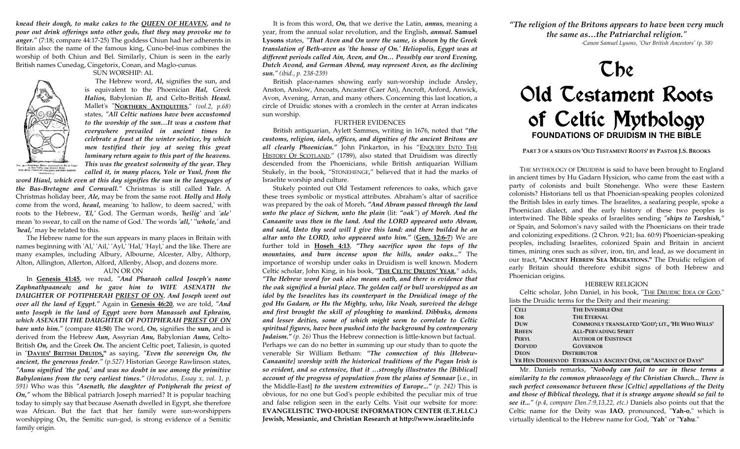*knead their dough, to make cakes to the* ***QUEEN OF HEAVEN****, and to pour out drink offerings unto other gods, that they may provoke me to anger."* (7:18; compare 44:17-25) The goddess Chiun had her adherents in Britain also: the name of the famous king, Cuno-bel-inus combines the worship of both Chiun and Bel. Similarly, Chiun is seen in the early British names Cunedag, Cingetorix, Conan, and Maglo-cunus.

SUN WORSHIP: AL

The Hebrew word, ***Al,*** signifies the sun, and is equivalent to the Phoenician ***Hal,*** Greek ***Halios,*** Babylonian ***Il,*** and Celto-British ***Heaul.*** Mallet's "**NORTHERN ANTIQUITIES**," *(vol.2, p.68)* states, ***"All Celtic nations have been accustomed to the worship of the sun…It was a custom that everywhere prevailed in ancient times to celebrate a feast at the winter solstice, by which men testified their joy at seeing this great luminary return again to this part of the heavens. This was the greatest solemnity of the year. They called it, in many places, Yole or Yuul, from the word Hiaul, which even at this day signifies the sun in the languages of the Bas-Bretagne and Cornwall."*** Christmas is still called ***Yule.*** A Christmas holiday beer, ***Ale,*** may be from the same root. ***Holly*** and ***Holy*** come from the word, ***heaul,*** meaning 'to hallow, to deem sacred,' with roots to the Hebrew, ***'El,'*** God. The German words, ***'heilig'*** and ***'ale'*** mean 'to swear, to call on the name of God.' The words ***'all,' "whole,'*** and ***'heal,'*** may be related to this.

The Hebrew name for the sun appears in many places in Britain with names beginning with 'Al,' 'Ail,' 'Ayl,' 'Hal,' 'Hayl,' and the like. There are many examples, including Albury, Albourne, Alcester, Alby, Althorp, Alton, Allington, Allerton, Alford, Allenby, Alsop, and dozens more.

AUN OR ON

In **Genesis 41:45**, we read, ***"And Pharaoh called Joseph's name Zaphnathpaaneah; and he gave him to WIFE ASENATH the DAUGHTER OF POTIPHERAH PRIEST OF ON. And Joseph went out over all the land of Egypt."*** Again in **Genesis 46:20**, we are told, ***"And unto Joseph in the land of Egypt were born Manasseh and Ephraim, which ASENATH THE DAUGHTER OF POTIPHERAH PRIEST OF ON bare unto him."*** (compare **41:50**) The word, ***On,*** signifies the **sun,** and is derived from the Hebrew ***Aun,*** Assyrian ***Anu,*** Babylonian ***Aunu,*** Celto-British ***On,*** and the Greek ***On.*** The ancient Celtic poet, Taliesin, is quoted in "**DAVIES' BRITISH DRUIDS,**" as saying, ***"Even the sovereign On, the ancient, the generous feeder."*** *(p.527)* Historian George Rawlinson states, ***"Aunu signified 'the god,' and was no doubt in use among the primitive Babylonians from the very earliest times."*** *(Herodotus, Essay x, vol. 1, p. 591)* Who was this ***"Asenath, the daughter of Potipherah the priest of On,"*** whom the Biblical patriarch Joseph married? It is popular teaching today to simply say that because Asenath dwelled in Egypt, she therefore was African. But the fact that her family were sun-worshippers worshipping On, the Semitic sun-god, is strong evidence of a Semitic family origin.

It is from this word, ***On,*** that we derive the Latin, ***annus,*** meaning a year, from the annual solar revolution, and the English, ***annual.* Samuel Lysons** states, ***"That Aven and On were the same, is shown by the Greek translation of Beth-aven as 'the house of On.' Heliopolis, Egypt was at different periods called Ain, Aven, and On… Possibly our word Evening, Dutch Avond, and German Abend, may represent Aven, as the declining sun."*** *(ibid., p. 238-239)*

British place-names showing early sun-worship include Ansley, Anston, Anslow, Ancoats, Ancaster (Caer An), Ancroft, Anford, Anwick, Avon, Avening, Arran, and many others. Concerning this last location, a circle of Druidic stones with a cromlech in the center at Arran indicates sun worship.

FURTHER EVIDENCES

British antiquarian, Aylett Sammes, writing in 1676, noted that ***"the customs, religion, idols, offices, and dignities of the ancient Britons are all clearly Phoenician."*** John Pinkarton, in his "ENQUIRY INTO THE HISTORY OF SCOTLAND," (1789), also stated that Druidism was directly descended from the Phoenicians, while British antiquarian William Stukely, in the book, "STONEHENGE," believed that it had the marks of Israelite worship and culture.

Stukely pointed out Old Testament references to oaks, which gave these trees symbolic or mystical attributes. Abraham's altar of sacrifice was prepared by the oak of Moreh**.** ***"And Abram passed through the land unto the place of Sichem, unto the plain*** (lit: ***"oak"***) ***of Moreh. And the Canaanite was then in the land. And the LORD appeared unto Abram, and said, Unto thy seed will I give this land: and there builded he an altar unto the LORD, who appeared unto him."*** (**Gen. 12:6-7**) We are further told in **Hoseh 4:13**, ***"They sacrifice upon the tops of the mountains, and burn incense upon the hills, under oaks..."*** The importance of worship under oaks in Druidism is well known. Modern Celtic scholar, John King, in his book, "**THE CELTIC DRUIDS' YEAR**," adds, ***"The Hebrew word for oak also means oath, and there is evidence that the oak signified a burial place. The golden calf or bull worshipped as an idol by the Israelites has its counterpart in the Druidical image of the god Hu Gadarn, or Hu the Mighty, who, like Noah, survived the deluge and first brought the skill of ploughing to mankind. Dibbuks, demons and lesser deities, some of which might seem to correlate to Celtic spiritual figures, have been pushed into the background by contemporary Judaism."*** *(p. 26)* Thus the Hebrew connection is little-known but factual. Perhaps we can do no better in summing up our study than to quote the venerable Sir William Betham: ***"The connection of this [Hebrew-Canaanite] worship with the historical traditions of the Pagan Irish is so evident, and so extensive, that it …strongly illustrates the [Biblical] account of the progress of population from the plains of Sennaar*** [i.e., in the Middle-East] ***to the western extremities of Europe..."*** *(p. 242)* This is obvious, for no one but God's people exhibited the peculiar mix of true and false religion seen in the early Celts. Visit our website for more: **EVANGELISTIC TWO-HOUSE INFORMATION CENTER (E.T.H.I.C.) Jewish, Messianic, and Christian Research at http://www.israelite.info**

***"The religion of the Britons appears to have been very much the same as…the Patriarchal religion."***

*-Canon Samuel Lysons, 'Our British Ancestors' (p. 58)*

# The Old Testament Roots of Celtic Mythology

## FOUNDATIONS OF DRUIDISM IN THE BIBLE

**PART 3 OF A SERIES ON 'OLD TESTAMENT ROOTS' BY PASTOR J.S. BROOKS**

THE MYTHOLOGY OF DRUIDISM is said to have been brought to England in ancient times by Hu Gadarn Hysicion, who came from the east with a party of colonists and built Stonehenge. Who were these Eastern colonists? Historians tell us that Phoenician-speaking peoples colonized the British Isles in early times. The Israelites, a seafaring people, spoke a Phoenician dialect, and the early history of these two peoples is intertwined. The Bible speaks of Israelites sending ***"ships to Tarshish,"*** or Spain, and Solomon's navy sailed with the Phoenicians on their trade and colonizing expeditions. (2 Chron. 9:21; Isa. 60:9) Phoenician-speaking peoples, including Israelites, colonized Spain and Britain in ancient times, mining ores such as silver, iron, tin, and lead, as we document in our tract, **"ANCIENT HEBREW SEA MIGRATIONS."** The Druidic religion of early Britain should therefore exhibit signs of both Hebrew and Phoenician origins.

HEBREW RELIGION

Celtic scholar, John Daniel, in his book, "THE DRUIDIC IDEA OF GOD," lists the Druidic terms for the Deity and their meaning:

| | |
|---|---|
| CELI | THE INVISIBLE ONE |
| IOR | THE ETERNAL |
| DUW | COMMONLY TRANSLATED 'GOD'; LIT., 'HE WHO WILLS' |
| RHEEN | ALL-PERVADING SPIRIT |
| PERYL | AUTHOR OF EXISTENCE |
| DOFYDD | GOVERNOR |
| DEON | DISTRIBUTOR |
| YR HEN DDIHENYDD | ETERNALLY ANCIENT ONE, OR "ANCIENT OF DAYS" |

Mr. Daniels remarks, ***"Nobody can fail to see in these terms a similarity to the common phraseology of the Christian Church... There is such perfect consonance between these [Celtic] appellations of the Deity and those of Biblical theology, that it is strange anyone should so fail to see it..."*** *(p.4, compare Dan.7:9,13,22, etc.)* Daniels also points out that the Celtic name for the Deity was **IAO**, pronounced, "**Yah-o**," which is virtually identical to the Hebrew name for God, "**Yah**" or "**Yahu**."